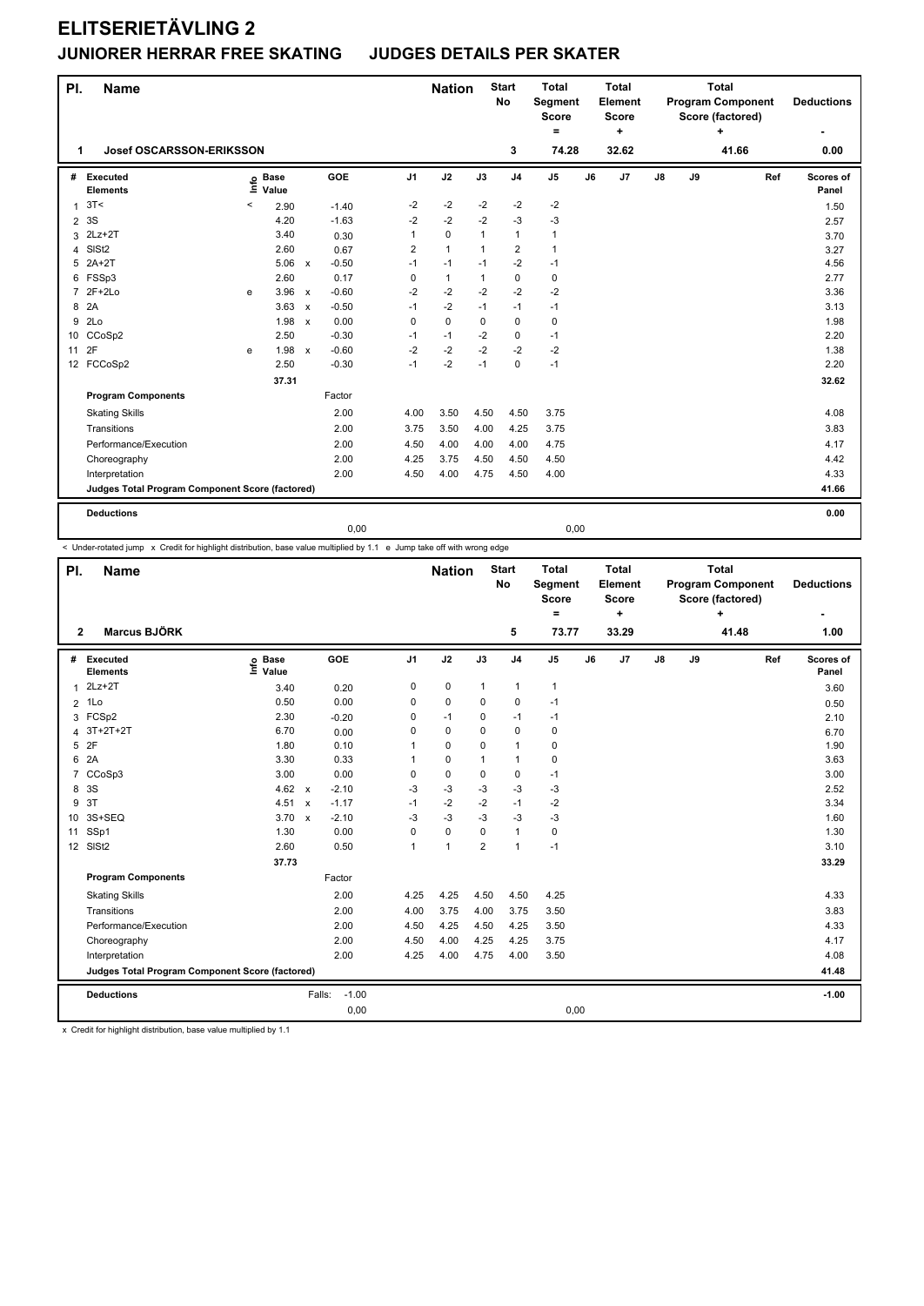# ELITSERIETÄVLING 2

## JUNIORER HERRAR FREE SKATING JUDGES DETAILS PER SKATER

| Pl. | Name | Nation | Start No | Total Segment Score = | Total Element Score + | Total Program Component Score (factored) + | Deductions - |
|---|---|---|---|---|---|---|---|
| 1 | Josef OSCARSSON-ERIKSSON | | 3 | 74.28 | 32.62 | 41.66 | 0.00 |

| # | Executed Elements | Info | Base Value | | GOE | J1 | J2 | J3 | J4 | J5 | J6 | J7 | J8 | J9 | Ref | Scores of Panel |
|---|---|---|---|---|---|---|---|---|---|---|---|---|---|---|---|---|
| 1 | 3T< | < | 2.90 | | -1.40 | -2 | -2 | -2 | -2 | -2 | | | | | | 1.50 |
| 2 | 3S | | 4.20 | | -1.63 | -2 | -2 | -2 | -3 | -3 | | | | | | 2.57 |
| 3 | 2Lz+2T | | 3.40 | | 0.30 | 1 | 0 | 1 | 1 | 1 | | | | | | 3.70 |
| 4 | SlSt2 | | 2.60 | | 0.67 | 2 | 1 | 1 | 2 | 1 | | | | | | 3.27 |
| 5 | 2A+2T | | 5.06 | x | -0.50 | -1 | -1 | -1 | -2 | -1 | | | | | | 4.56 |
| 6 | FSSp3 | | 2.60 | | 0.17 | 0 | 1 | 1 | 0 | 0 | | | | | | 2.77 |
| 7 | 2F+2Lo | e | 3.96 | x | -0.60 | -2 | -2 | -2 | -2 | -2 | | | | | | 3.36 |
| 8 | 2A | | 3.63 | x | -0.50 | -1 | -2 | -1 | -1 | -1 | | | | | | 3.13 |
| 9 | 2Lo | | 1.98 | x | 0.00 | 0 | 0 | 0 | 0 | 0 | | | | | | 1.98 |
| 10 | CCoSp2 | | 2.50 | | -0.30 | -1 | -1 | -2 | 0 | -1 | | | | | | 2.20 |
| 11 | 2F | e | 1.98 | x | -0.60 | -2 | -2 | -2 | -2 | -2 | | | | | | 1.38 |
| 12 | FCCoSp2 | | 2.50 | | -0.30 | -1 | -2 | -1 | 0 | -1 | | | | | | 2.20 |
| | | | 37.31 | | | | | | | | | | | | | 32.62 |
| | **Program Components** | | | | Factor | | | | | | | | | | | |
| | Skating Skills | | | | 2.00 | 4.00 | 3.50 | 4.50 | 4.50 | 3.75 | | | | | | 4.08 |
| | Transitions | | | | 2.00 | 3.75 | 3.50 | 4.00 | 4.25 | 3.75 | | | | | | 3.83 |
| | Performance/Execution | | | | 2.00 | 4.50 | 4.00 | 4.00 | 4.00 | 4.75 | | | | | | 4.17 |
| | Choreography | | | | 2.00 | 4.25 | 3.75 | 4.50 | 4.50 | 4.50 | | | | | | 4.42 |
| | Interpretation | | | | 2.00 | 4.50 | 4.00 | 4.75 | 4.50 | 4.00 | | | | | | 4.33 |
| | **Judges Total Program Component Score (factored)** | | | | | | | | | | | | | | | 41.66 |
| | **Deductions** | | | | | | | | | | | | | | | 0.00 |
| | | | | | 0,00 | | | | | | 0,00 | | | | | |

< Under-rotated jump x Credit for highlight distribution, base value multiplied by 1.1 e Jump take off with wrong edge

| Pl. | Name | Nation | Start No | Total Segment Score = | Total Element Score + | Total Program Component Score (factored) + | Deductions - |
|---|---|---|---|---|---|---|---|
| 2 | Marcus BJÖRK | | 5 | 73.77 | 33.29 | 41.48 | 1.00 |

| # | Executed Elements | Info | Base Value | | GOE | J1 | J2 | J3 | J4 | J5 | J6 | J7 | J8 | J9 | Ref | Scores of Panel |
|---|---|---|---|---|---|---|---|---|---|---|---|---|---|---|---|---|
| 1 | 2Lz+2T | | 3.40 | | 0.20 | 0 | 0 | 1 | 1 | 1 | | | | | | 3.60 |
| 2 | 1Lo | | 0.50 | | 0.00 | 0 | 0 | 0 | 0 | -1 | | | | | | 0.50 |
| 3 | FCSp2 | | 2.30 | | -0.20 | 0 | -1 | 0 | -1 | -1 | | | | | | 2.10 |
| 4 | 3T+2T+2T | | 6.70 | | 0.00 | 0 | 0 | 0 | 0 | 0 | | | | | | 6.70 |
| 5 | 2F | | 1.80 | | 0.10 | 1 | 0 | 0 | 1 | 0 | | | | | | 1.90 |
| 6 | 2A | | 3.30 | | 0.33 | 1 | 0 | 1 | 1 | 0 | | | | | | 3.63 |
| 7 | CCoSp3 | | 3.00 | | 0.00 | 0 | 0 | 0 | 0 | -1 | | | | | | 3.00 |
| 8 | 3S | | 4.62 | x | -2.10 | -3 | -3 | -3 | -3 | -3 | | | | | | 2.52 |
| 9 | 3T | | 4.51 | x | -1.17 | -1 | -2 | -2 | -1 | -2 | | | | | | 3.34 |
| 10 | 3S+SEQ | | 3.70 | x | -2.10 | -3 | -3 | -3 | -3 | -3 | | | | | | 1.60 |
| 11 | SSp1 | | 1.30 | | 0.00 | 0 | 0 | 0 | 1 | 0 | | | | | | 1.30 |
| 12 | SlSt2 | | 2.60 | | 0.50 | 1 | 1 | 2 | 1 | -1 | | | | | | 3.10 |
| | | | 37.73 | | | | | | | | | | | | | 33.29 |
| | **Program Components** | | | | Factor | | | | | | | | | | | |
| | Skating Skills | | | | 2.00 | 4.25 | 4.25 | 4.50 | 4.50 | 4.25 | | | | | | 4.33 |
| | Transitions | | | | 2.00 | 4.00 | 3.75 | 4.00 | 3.75 | 3.50 | | | | | | 3.83 |
| | Performance/Execution | | | | 2.00 | 4.50 | 4.25 | 4.50 | 4.25 | 3.50 | | | | | | 4.33 |
| | Choreography | | | | 2.00 | 4.50 | 4.00 | 4.25 | 4.25 | 3.75 | | | | | | 4.17 |
| | Interpretation | | | | 2.00 | 4.25 | 4.00 | 4.75 | 4.00 | 3.50 | | | | | | 4.08 |
| | **Judges Total Program Component Score (factored)** | | | | | | | | | | | | | | | 41.48 |
| | **Deductions** | | | Falls: | -1.00 | | | | | | | | | | | -1.00 |
| | | | | | 0,00 | | | | | | 0,00 | | | | | |

x Credit for highlight distribution, base value multiplied by 1.1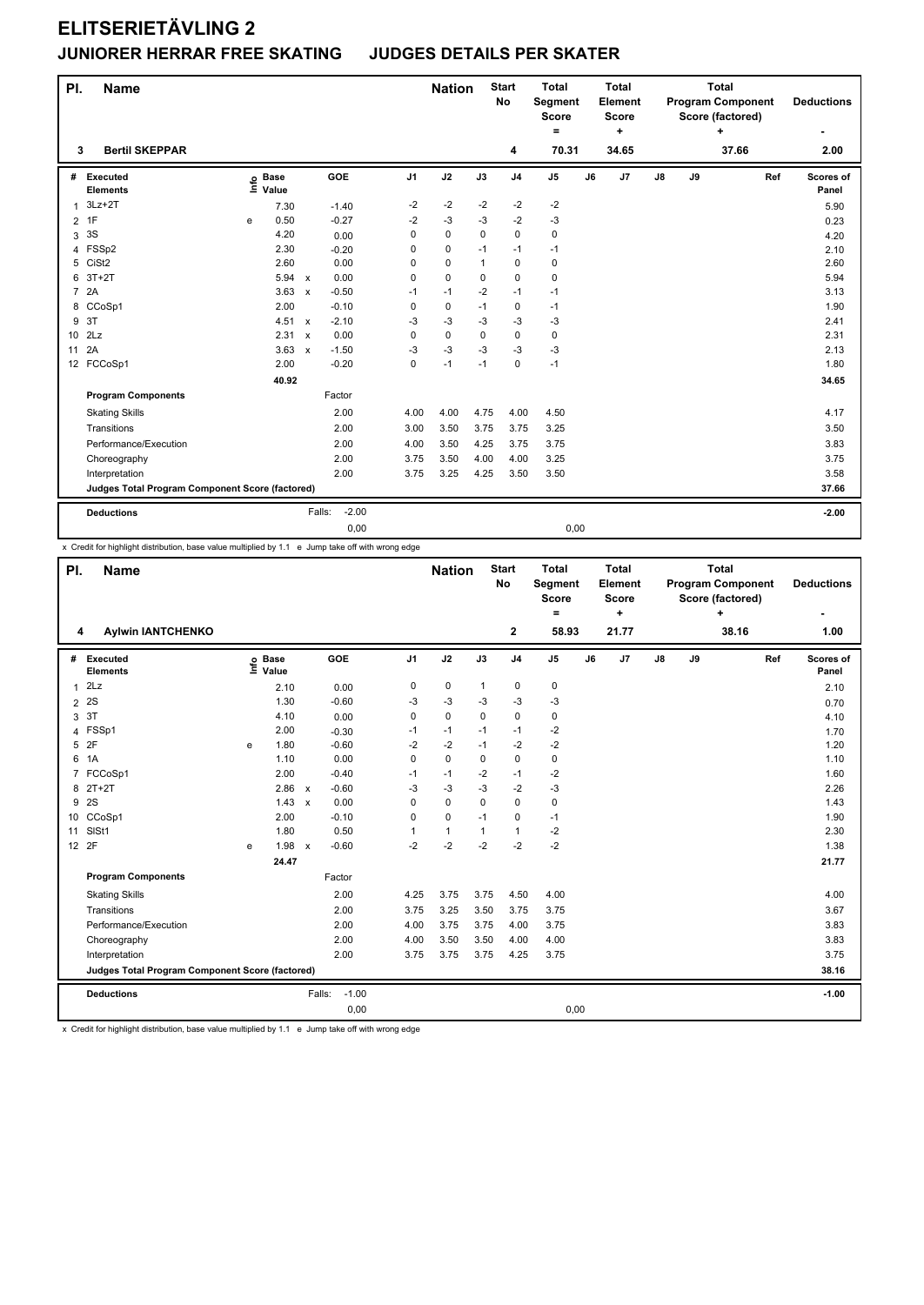# ELITSERIETÄVLING 2

## JUNIORER HERRAR FREE SKATING JUDGES DETAILS PER SKATER

| Pl. | Name | Nation | Start No | Total Segment Score = | Total Element Score + | Total Program Component Score (factored) + | Deductions - |
|---|---|---|---|---|---|---|---|
| 3 | Bertil SKEPPAR | | 4 | 70.31 | 34.65 | 37.66 | 2.00 |

| # | Executed Elements | Info | Base Value | | GOE | J1 | J2 | J3 | J4 | J5 | J6 | J7 | J8 | J9 | Ref | Scores of Panel |
|---|---|---|---|---|---|---|---|---|---|---|---|---|---|---|---|---|
| 1 | 3Lz+2T | | 7.30 | | -1.40 | -2 | -2 | -2 | -2 | -2 | | | | | | 5.90 |
| 2 | 1F | e | 0.50 | | -0.27 | -2 | -3 | -3 | -2 | -3 | | | | | | 0.23 |
| 3 | 3S | | 4.20 | | 0.00 | 0 | 0 | 0 | 0 | 0 | | | | | | 4.20 |
| 4 | FSSp2 | | 2.30 | | -0.20 | 0 | 0 | -1 | -1 | -1 | | | | | | 2.10 |
| 5 | CiSt2 | | 2.60 | | 0.00 | 0 | 0 | 1 | 0 | 0 | | | | | | 2.60 |
| 6 | 3T+2T | | 5.94 | x | 0.00 | 0 | 0 | 0 | 0 | 0 | | | | | | 5.94 |
| 7 | 2A | | 3.63 | x | -0.50 | -1 | -1 | -2 | -1 | -1 | | | | | | 3.13 |
| 8 | CCoSp1 | | 2.00 | | -0.10 | 0 | 0 | -1 | 0 | -1 | | | | | | 1.90 |
| 9 | 3T | | 4.51 | x | -2.10 | -3 | -3 | -3 | -3 | -3 | | | | | | 2.41 |
| 10 | 2Lz | | 2.31 | x | 0.00 | 0 | 0 | 0 | 0 | 0 | | | | | | 2.31 |
| 11 | 2A | | 3.63 | x | -1.50 | -3 | -3 | -3 | -3 | -3 | | | | | | 2.13 |
| 12 | FCCoSp1 | | 2.00 | | -0.20 | 0 | -1 | -1 | 0 | -1 | | | | | | 1.80 |
| | | | 40.92 | | | | | | | | | | | | | 34.65 |
| | **Program Components** | | | | Factor | | | | | | | | | | | |
| | Skating Skills | | | | 2.00 | 4.00 | 4.00 | 4.75 | 4.00 | 4.50 | | | | | | 4.17 |
| | Transitions | | | | 2.00 | 3.00 | 3.50 | 3.75 | 3.75 | 3.25 | | | | | | 3.50 |
| | Performance/Execution | | | | 2.00 | 4.00 | 3.50 | 4.25 | 3.75 | 3.75 | | | | | | 3.83 |
| | Choreography | | | | 2.00 | 3.75 | 3.50 | 4.00 | 4.00 | 3.25 | | | | | | 3.75 |
| | Interpretation | | | | 2.00 | 3.75 | 3.25 | 4.25 | 3.50 | 3.50 | | | | | | 3.58 |
| | **Judges Total Program Component Score (factored)** | | | | | | | | | | | | | | | 37.66 |
| | **Deductions** | | | Falls: | -2.00 | | | | | | | | | | | -2.00 |
| | | | | | 0,00 | | | | | 0,00 | | | | | | |

x Credit for highlight distribution, base value multiplied by 1.1 e Jump take off with wrong edge

| Pl. | Name | Nation | Start No | Total Segment Score = | Total Element Score + | Total Program Component Score (factored) + | Deductions - |
|---|---|---|---|---|---|---|---|
| 4 | Aylwin IANTCHENKO | | 2 | 58.93 | 21.77 | 38.16 | 1.00 |

| # | Executed Elements | Info | Base Value | | GOE | J1 | J2 | J3 | J4 | J5 | J6 | J7 | J8 | J9 | Ref | Scores of Panel |
|---|---|---|---|---|---|---|---|---|---|---|---|---|---|---|---|---|
| 1 | 2Lz | | 2.10 | | 0.00 | 0 | 0 | 1 | 0 | 0 | | | | | | 2.10 |
| 2 | 2S | | 1.30 | | -0.60 | -3 | -3 | -3 | -3 | -3 | | | | | | 0.70 |
| 3 | 3T | | 4.10 | | 0.00 | 0 | 0 | 0 | 0 | 0 | | | | | | 4.10 |
| 4 | FSSp1 | | 2.00 | | -0.30 | -1 | -1 | -1 | -1 | -2 | | | | | | 1.70 |
| 5 | 2F | e | 1.80 | | -0.60 | -2 | -2 | -1 | -2 | -2 | | | | | | 1.20 |
| 6 | 1A | | 1.10 | | 0.00 | 0 | 0 | 0 | 0 | 0 | | | | | | 1.10 |
| 7 | FCCoSp1 | | 2.00 | | -0.40 | -1 | -1 | -2 | -1 | -2 | | | | | | 1.60 |
| 8 | 2T+2T | | 2.86 | x | -0.60 | -3 | -3 | -3 | -2 | -3 | | | | | | 2.26 |
| 9 | 2S | | 1.43 | x | 0.00 | 0 | 0 | 0 | 0 | 0 | | | | | | 1.43 |
| 10 | CCoSp1 | | 2.00 | | -0.10 | 0 | 0 | -1 | 0 | -1 | | | | | | 1.90 |
| 11 | SlSt1 | | 1.80 | | 0.50 | 1 | 1 | 1 | 1 | -2 | | | | | | 2.30 |
| 12 | 2F | e | 1.98 | x | -0.60 | -2 | -2 | -2 | -2 | -2 | | | | | | 1.38 |
| | | | 24.47 | | | | | | | | | | | | | 21.77 |
| | **Program Components** | | | | Factor | | | | | | | | | | | |
| | Skating Skills | | | | 2.00 | 4.25 | 3.75 | 3.75 | 4.50 | 4.00 | | | | | | 4.00 |
| | Transitions | | | | 2.00 | 3.75 | 3.25 | 3.50 | 3.75 | 3.75 | | | | | | 3.67 |
| | Performance/Execution | | | | 2.00 | 4.00 | 3.75 | 3.75 | 4.00 | 3.75 | | | | | | 3.83 |
| | Choreography | | | | 2.00 | 4.00 | 3.50 | 3.50 | 4.00 | 4.00 | | | | | | 3.83 |
| | Interpretation | | | | 2.00 | 3.75 | 3.75 | 3.75 | 4.25 | 3.75 | | | | | | 3.75 |
| | **Judges Total Program Component Score (factored)** | | | | | | | | | | | | | | | 38.16 |
| | **Deductions** | | | Falls: | -1.00 | | | | | | | | | | | -1.00 |
| | | | | | 0,00 | | | | | 0,00 | | | | | | |

x Credit for highlight distribution, base value multiplied by 1.1 e Jump take off with wrong edge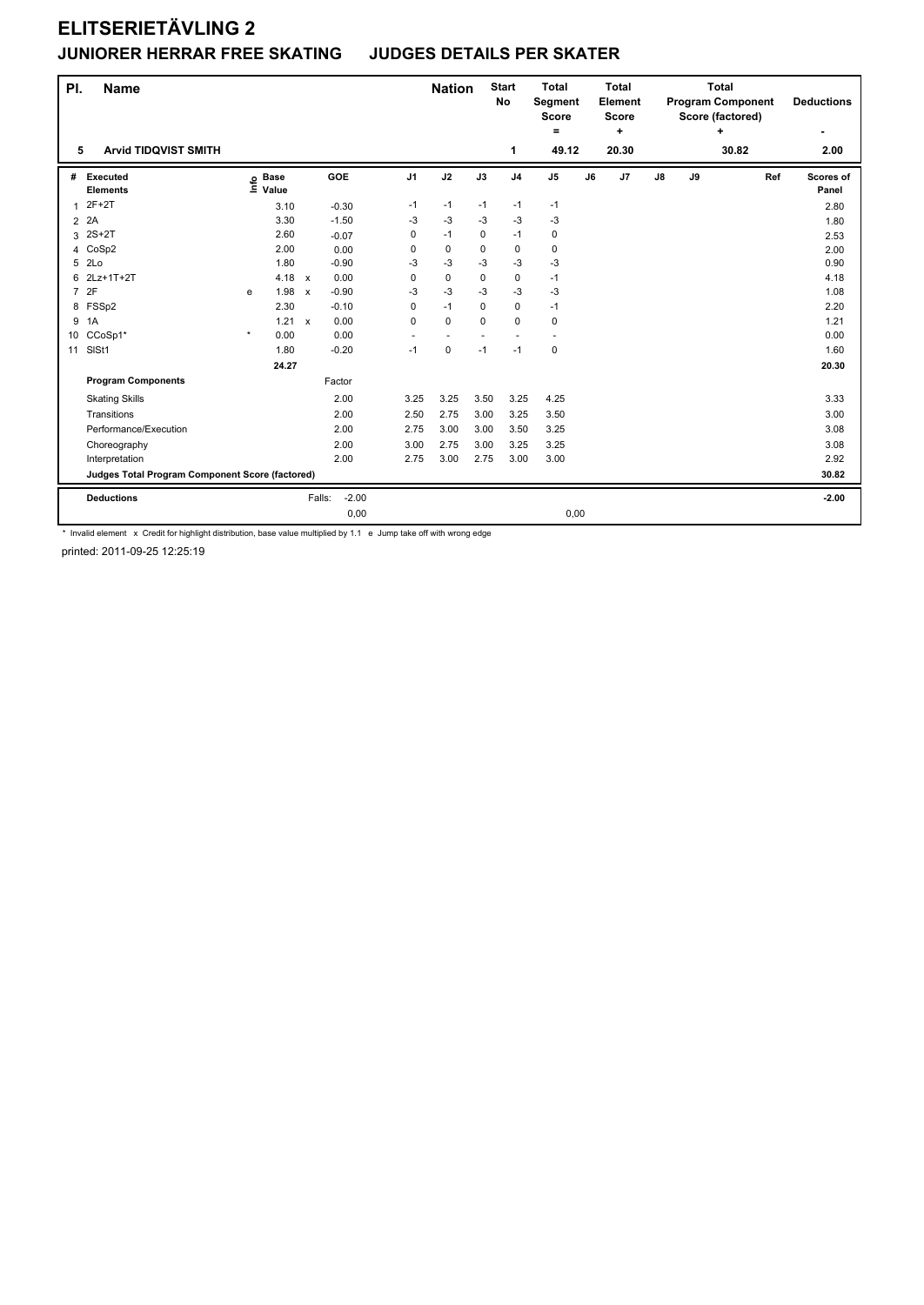# ELITSERIETÄVLING 2

## JUNIORER HERRAR FREE SKATING JUDGES DETAILS PER SKATER

| Pl. | Name | Nation | Start No | Total Segment Score = | Total Element Score + | Total Program Component Score (factored) + | Deductions - |
|---|---|---|---|---|---|---|---|
| 5 | Arvid TIDQVIST SMITH | | 1 | 49.12 | 20.30 | 30.82 | 2.00 |

| # | Executed Elements | Info | Base Value | | GOE | J1 | J2 | J3 | J4 | J5 | J6 | J7 | J8 | J9 | Ref | Scores of Panel |
|---|---|---|---|---|---|---|---|---|---|---|---|---|---|---|---|---|
| 1 | 2F+2T | | 3.10 | | -0.30 | -1 | -1 | -1 | -1 | -1 | | | | | | 2.80 |
| 2 | 2A | | 3.30 | | -1.50 | -3 | -3 | -3 | -3 | -3 | | | | | | 1.80 |
| 3 | 2S+2T | | 2.60 | | -0.07 | 0 | -1 | 0 | -1 | 0 | | | | | | 2.53 |
| 4 | CoSp2 | | 2.00 | | 0.00 | 0 | 0 | 0 | 0 | 0 | | | | | | 2.00 |
| 5 | 2Lo | | 1.80 | | -0.90 | -3 | -3 | -3 | -3 | -3 | | | | | | 0.90 |
| 6 | 2Lz+1T+2T | | 4.18 | x | 0.00 | 0 | 0 | 0 | 0 | -1 | | | | | | 4.18 |
| 7 | 2F | e | 1.98 | x | -0.90 | -3 | -3 | -3 | -3 | -3 | | | | | | 1.08 |
| 8 | FSSp2 | | 2.30 | | -0.10 | 0 | -1 | 0 | 0 | -1 | | | | | | 2.20 |
| 9 | 1A | | 1.21 | x | 0.00 | 0 | 0 | 0 | 0 | 0 | | | | | | 1.21 |
| 10 | CCoSp1* | * | 0.00 | | 0.00 | - | - | - | - | - | | | | | | 0.00 |
| 11 | SlSt1 | | 1.80 | | -0.20 | -1 | 0 | -1 | -1 | 0 | | | | | | 1.60 |
| | | | 24.27 | | | | | | | | | | | | | 20.30 |
| | **Program Components** | | | | Factor | | | | | | | | | | | |
| | Skating Skills | | | | 2.00 | 3.25 | 3.25 | 3.50 | 3.25 | 4.25 | | | | | | 3.33 |
| | Transitions | | | | 2.00 | 2.50 | 2.75 | 3.00 | 3.25 | 3.50 | | | | | | 3.00 |
| | Performance/Execution | | | | 2.00 | 2.75 | 3.00 | 3.00 | 3.50 | 3.25 | | | | | | 3.08 |
| | Choreography | | | | 2.00 | 3.00 | 2.75 | 3.00 | 3.25 | 3.25 | | | | | | 3.08 |
| | Interpretation | | | | 2.00 | 2.75 | 3.00 | 2.75 | 3.00 | 3.00 | | | | | | 2.92 |
| | **Judges Total Program Component Score (factored)** | | | | | | | | | | | | | | | 30.82 |
| | **Deductions** | | | Falls: | -2.00 | | | | | | | | | | | -2.00 |
| | | | | | 0,00 | | | | | 0,00 | | | | | | |

\* Invalid element x Credit for highlight distribution, base value multiplied by 1.1 e Jump take off with wrong edge

printed: 2011-09-25 12:25:19